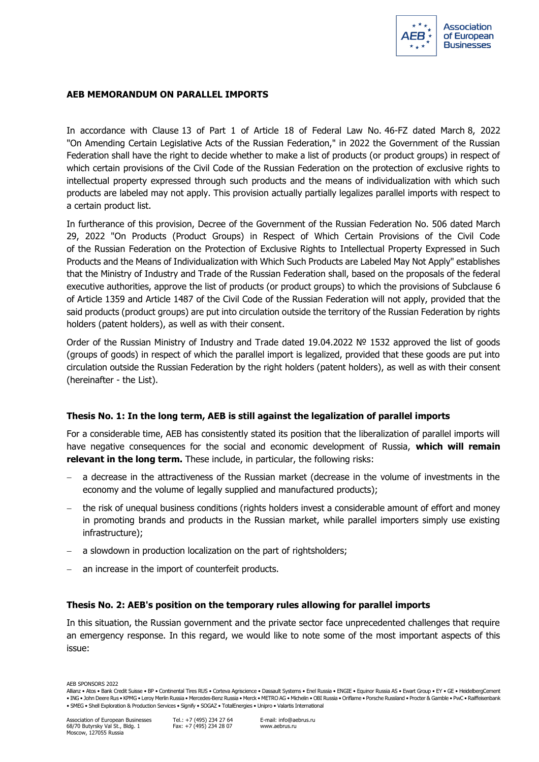**AEB MEMORANDUM ON PARALLEL IMPORTS**

In accordance with Clause 13 of Part 1 of Article 18 of Federal Law No. 46-FZ dated March 8, 2022 "On Amending Certain Legislative Acts of the Russian Federation," in 2022 the Government of the Russian Federation shall have the right to decide whether to make a list of products (or product groups) in respect of which certain provisions of the Civil Code of the Russian Federation on the protection of exclusive rights to intellectual property expressed through such products and the means of individualization with which such products are labeled may not apply. This provision actually partially legalizes parallel imports with respect to a certain product list.

In furtherance of this provision, Decree of the Government of the Russian Federation No. 506 dated March 29, 2022 "On Products (Product Groups) in Respect of Which Certain Provisions of the Civil Code of the Russian Federation on the Protection of Exclusive Rights to Intellectual Property Expressed in Such Products and the Means of Individualization with Which Such Products are Labeled May Not Apply" establishes that the Ministry of Industry and Trade of the Russian Federation shall, based on the proposals of the federal executive authorities, approve the list of products (or product groups) to which the provisions of Subclause 6 of Article 1359 and Article 1487 of the Civil Code of the Russian Federation will not apply, provided that the said products (product groups) are put into circulation outside the territory of the Russian Federation by rights holders (patent holders), as well as with their consent.

Order of the Russian Ministry of Industry and Trade dated 19.04.2022 № 1532 approved the list of goods (groups of goods) in respect of which the parallel import is legalized, provided that these goods are put into circulation outside the Russian Federation by the right holders (patent holders), as well as with their consent (hereinafter - the List).

**Thesis No. 1: In the long term, AEB is still against the legalization of parallel imports**

For a considerable time, AEB has consistently stated its position that the liberalization of parallel imports will have negative consequences for the social and economic development of Russia, **which will remain relevant in the long term.** These include, in particular, the following risks:

- a decrease in the attractiveness of the Russian market (decrease in the volume of investments in the economy and the volume of legally supplied and manufactured products);
- the risk of unequal business conditions (rights holders invest a considerable amount of effort and money in promoting brands and products in the Russian market, while parallel importers simply use existing infrastructure);
- a slowdown in production localization on the part of rightsholders;
- an increase in the import of counterfeit products.

**Thesis No. 2: AEB's position on the temporary rules allowing for parallel imports**

In this situation, the Russian government and the private sector face unprecedented challenges that require an emergency response. In this regard, we would like to note some of the most important aspects of this issue: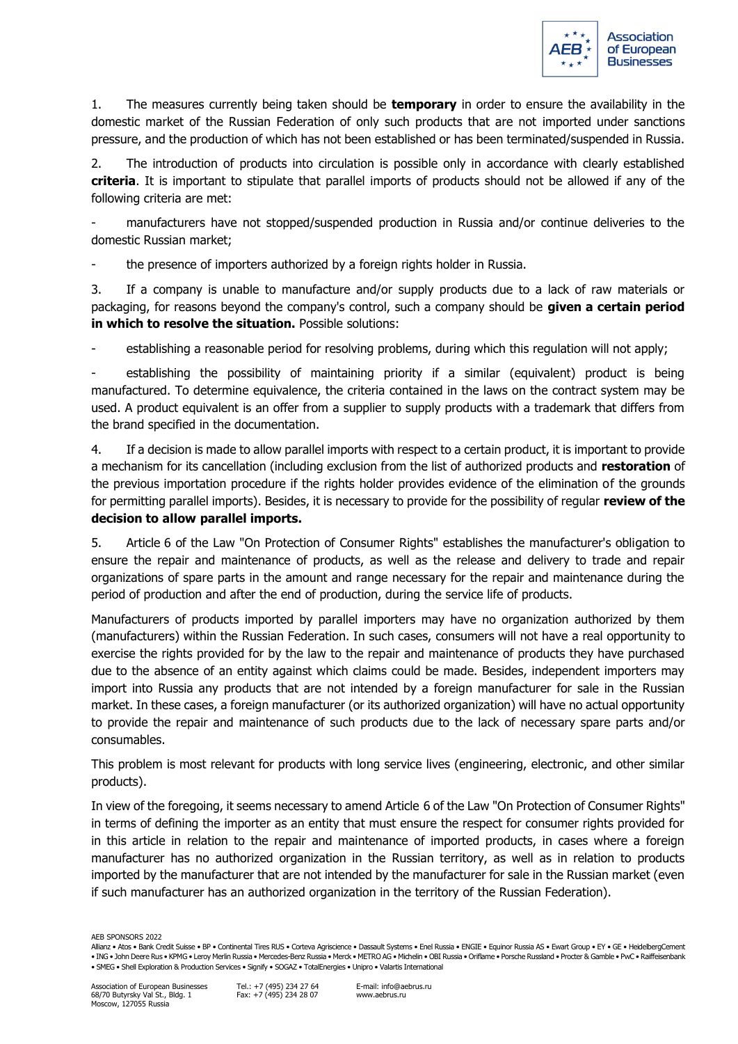1. The measures currently being taken should be **temporary** in order to ensure the availability in the domestic market of the Russian Federation of only such products that are not imported under sanctions pressure, and the production of which has not been established or has been terminated/suspended in Russia.

2. The introduction of products into circulation is possible only in accordance with clearly established **criteria**. It is important to stipulate that parallel imports of products should not be allowed if any of the following criteria are met:

- manufacturers have not stopped/suspended production in Russia and/or continue deliveries to the domestic Russian market;
- the presence of importers authorized by a foreign rights holder in Russia.

3. If a company is unable to manufacture and/or supply products due to a lack of raw materials or packaging, for reasons beyond the company's control, such a company should be **given a certain period in which to resolve the situation.** Possible solutions:

- establishing a reasonable period for resolving problems, during which this regulation will not apply;
- establishing the possibility of maintaining priority if a similar (equivalent) product is being manufactured. To determine equivalence, the criteria contained in the laws on the contract system may be used. A product equivalent is an offer from a supplier to supply products with a trademark that differs from the brand specified in the documentation.

4. If a decision is made to allow parallel imports with respect to a certain product, it is important to provide a mechanism for its cancellation (including exclusion from the list of authorized products and **restoration** of the previous importation procedure if the rights holder provides evidence of the elimination of the grounds for permitting parallel imports). Besides, it is necessary to provide for the possibility of regular **review of the decision to allow parallel imports.**

5. Article 6 of the Law "On Protection of Consumer Rights" establishes the manufacturer's obligation to ensure the repair and maintenance of products, as well as the release and delivery to trade and repair organizations of spare parts in the amount and range necessary for the repair and maintenance during the period of production and after the end of production, during the service life of products.

Manufacturers of products imported by parallel importers may have no organization authorized by them (manufacturers) within the Russian Federation. In such cases, consumers will not have a real opportunity to exercise the rights provided for by the law to the repair and maintenance of products they have purchased due to the absence of an entity against which claims could be made. Besides, independent importers may import into Russia any products that are not intended by a foreign manufacturer for sale in the Russian market. In these cases, a foreign manufacturer (or its authorized organization) will have no actual opportunity to provide the repair and maintenance of such products due to the lack of necessary spare parts and/or consumables.

This problem is most relevant for products with long service lives (engineering, electronic, and other similar products).

In view of the foregoing, it seems necessary to amend Article 6 of the Law "On Protection of Consumer Rights" in terms of defining the importer as an entity that must ensure the respect for consumer rights provided for in this article in relation to the repair and maintenance of imported products, in cases where a foreign manufacturer has no authorized organization in the Russian territory, as well as in relation to products imported by the manufacturer that are not intended by the manufacturer for sale in the Russian market (even if such manufacturer has an authorized organization in the territory of the Russian Federation).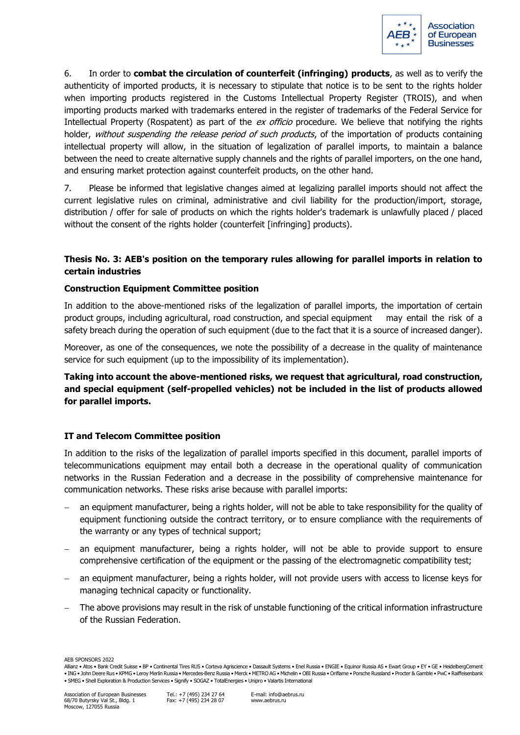6. In order to **combat the circulation of counterfeit (infringing) products**, as well as to verify the authenticity of imported products, it is necessary to stipulate that notice is to be sent to the rights holder when importing products registered in the Customs Intellectual Property Register (TROIS), and when importing products marked with trademarks entered in the register of trademarks of the Federal Service for Intellectual Property (Rospatent) as part of the *ex officio* procedure. We believe that notifying the rights holder, *without suspending the release period of such products*, of the importation of products containing intellectual property will allow, in the situation of legalization of parallel imports, to maintain a balance between the need to create alternative supply channels and the rights of parallel importers, on the one hand, and ensuring market protection against counterfeit products, on the other hand.

7. Please be informed that legislative changes aimed at legalizing parallel imports should not affect the current legislative rules on criminal, administrative and civil liability for the production/import, storage, distribution / offer for sale of products on which the rights holder's trademark is unlawfully placed / placed without the consent of the rights holder (counterfeit [infringing] products).

### Thesis No. 3: AEB's position on the temporary rules allowing for parallel imports in relation to certain industries

#### Construction Equipment Committee position

In addition to the above-mentioned risks of the legalization of parallel imports, the importation of certain product groups, including agricultural, road construction, and special equipment may entail the risk of a safety breach during the operation of such equipment (due to the fact that it is a source of increased danger).

Moreover, as one of the consequences, we note the possibility of a decrease in the quality of maintenance service for such equipment (up to the impossibility of its implementation).

**Taking into account the above-mentioned risks, we request that agricultural, road construction, and special equipment (self-propelled vehicles) not be included in the list of products allowed for parallel imports.**

#### IT and Telecom Committee position

In addition to the risks of the legalization of parallel imports specified in this document, parallel imports of telecommunications equipment may entail both a decrease in the operational quality of communication networks in the Russian Federation and a decrease in the possibility of comprehensive maintenance for communication networks. These risks arise because with parallel imports:

- an equipment manufacturer, being a rights holder, will not be able to take responsibility for the quality of equipment functioning outside the contract territory, or to ensure compliance with the requirements of the warranty or any types of technical support;
- an equipment manufacturer, being a rights holder, will not be able to provide support to ensure comprehensive certification of the equipment or the passing of the electromagnetic compatibility test;
- an equipment manufacturer, being a rights holder, will not provide users with access to license keys for managing technical capacity or functionality.
- The above provisions may result in the risk of unstable functioning of the critical information infrastructure of the Russian Federation.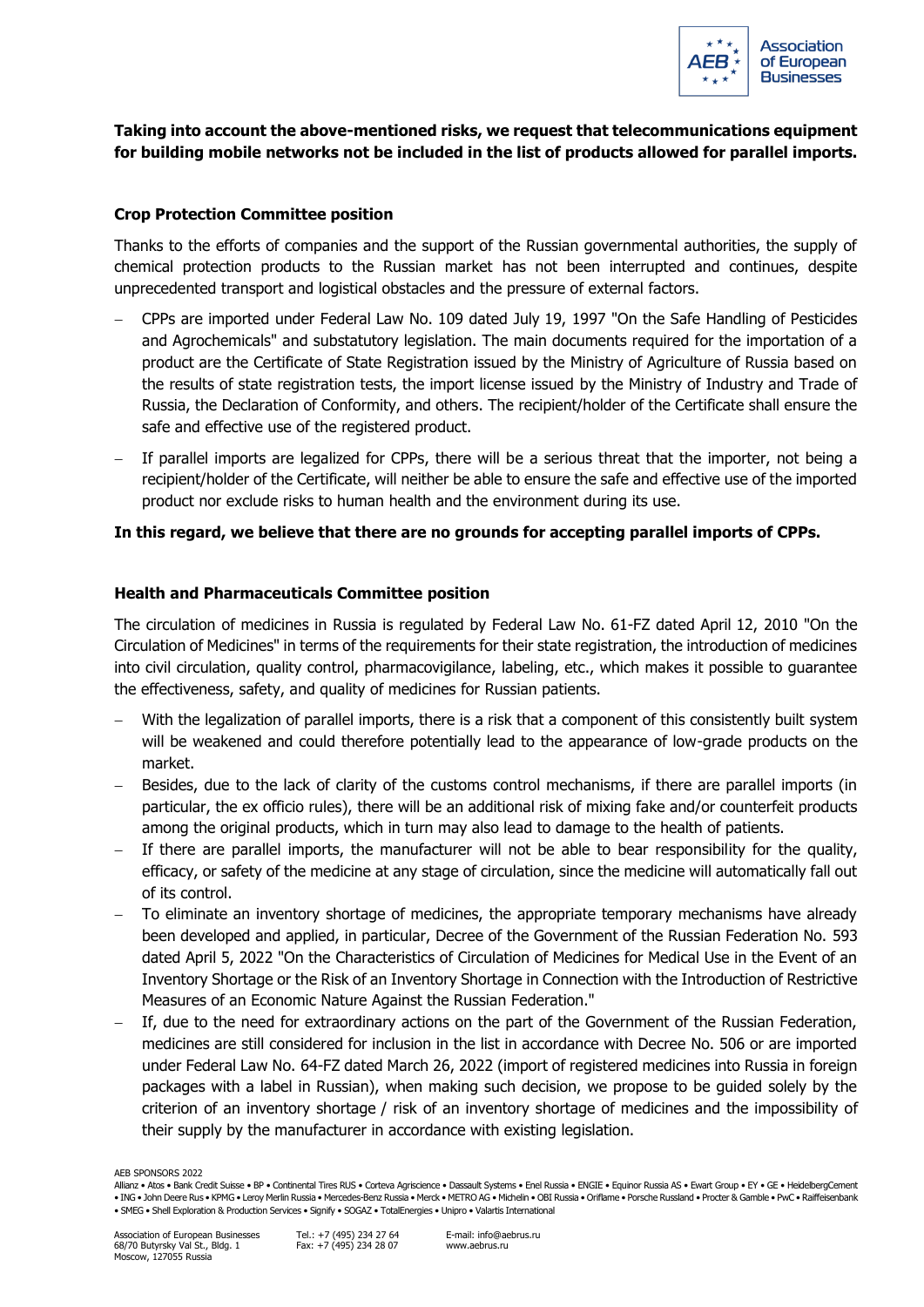**Taking into account the above-mentioned risks, we request that telecommunications equipment for building mobile networks not be included in the list of products allowed for parallel imports.**

**Crop Protection Committee position**

Thanks to the efforts of companies and the support of the Russian governmental authorities, the supply of chemical protection products to the Russian market has not been interrupted and continues, despite unprecedented transport and logistical obstacles and the pressure of external factors.

- CPPs are imported under Federal Law No. 109 dated July 19, 1997 "On the Safe Handling of Pesticides and Agrochemicals" and substatutory legislation. The main documents required for the importation of a product are the Certificate of State Registration issued by the Ministry of Agriculture of Russia based on the results of state registration tests, the import license issued by the Ministry of Industry and Trade of Russia, the Declaration of Conformity, and others. The recipient/holder of the Certificate shall ensure the safe and effective use of the registered product.
- If parallel imports are legalized for CPPs, there will be a serious threat that the importer, not being a recipient/holder of the Certificate, will neither be able to ensure the safe and effective use of the imported product nor exclude risks to human health and the environment during its use.

**In this regard, we believe that there are no grounds for accepting parallel imports of CPPs.**

**Health and Pharmaceuticals Committee position**

The circulation of medicines in Russia is regulated by Federal Law No. 61-FZ dated April 12, 2010 "On the Circulation of Medicines" in terms of the requirements for their state registration, the introduction of medicines into civil circulation, quality control, pharmacovigilance, labeling, etc., which makes it possible to guarantee the effectiveness, safety, and quality of medicines for Russian patients.

- With the legalization of parallel imports, there is a risk that a component of this consistently built system will be weakened and could therefore potentially lead to the appearance of low-grade products on the market.
- Besides, due to the lack of clarity of the customs control mechanisms, if there are parallel imports (in particular, the ex officio rules), there will be an additional risk of mixing fake and/or counterfeit products among the original products, which in turn may also lead to damage to the health of patients.
- If there are parallel imports, the manufacturer will not be able to bear responsibility for the quality, efficacy, or safety of the medicine at any stage of circulation, since the medicine will automatically fall out of its control.
- To eliminate an inventory shortage of medicines, the appropriate temporary mechanisms have already been developed and applied, in particular, Decree of the Government of the Russian Federation No. 593 dated April 5, 2022 "On the Characteristics of Circulation of Medicines for Medical Use in the Event of an Inventory Shortage or the Risk of an Inventory Shortage in Connection with the Introduction of Restrictive Measures of an Economic Nature Against the Russian Federation."
- If, due to the need for extraordinary actions on the part of the Government of the Russian Federation, medicines are still considered for inclusion in the list in accordance with Decree No. 506 or are imported under Federal Law No. 64-FZ dated March 26, 2022 (import of registered medicines into Russia in foreign packages with a label in Russian), when making such decision, we propose to be guided solely by the criterion of an inventory shortage / risk of an inventory shortage of medicines and the impossibility of their supply by the manufacturer in accordance with existing legislation.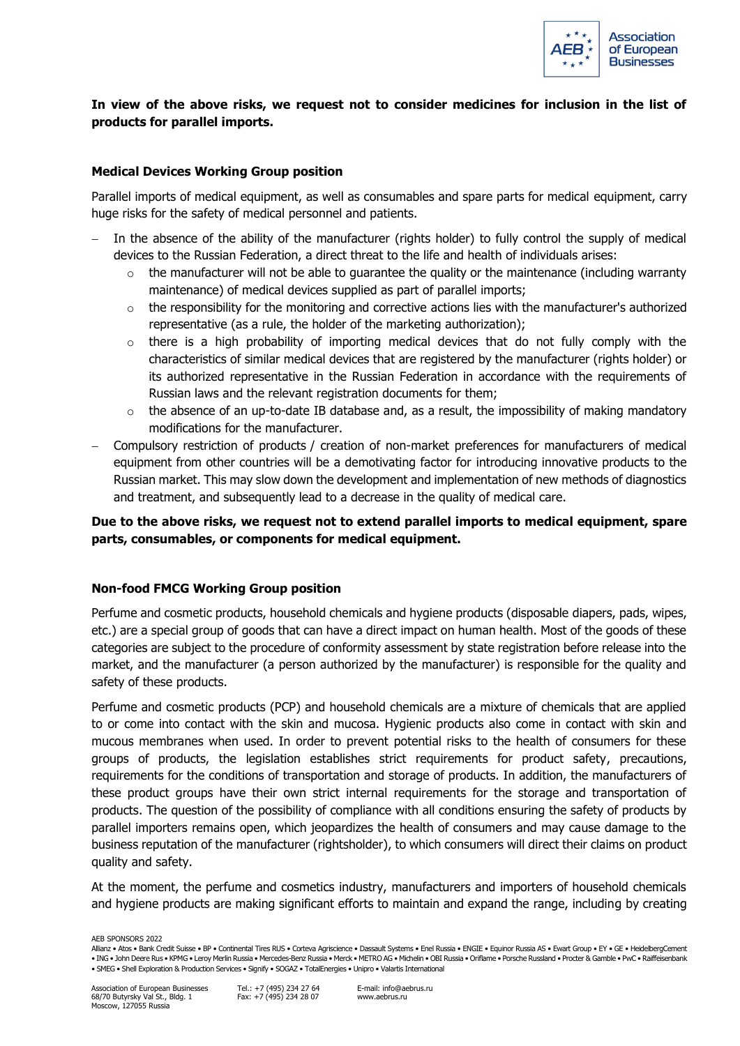**In view of the above risks, we request not to consider medicines for inclusion in the list of products for parallel imports.**

**Medical Devices Working Group position**

Parallel imports of medical equipment, as well as consumables and spare parts for medical equipment, carry huge risks for the safety of medical personnel and patients.

- In the absence of the ability of the manufacturer (rights holder) to fully control the supply of medical devices to the Russian Federation, a direct threat to the life and health of individuals arises:
  - the manufacturer will not be able to guarantee the quality or the maintenance (including warranty maintenance) of medical devices supplied as part of parallel imports;
  - the responsibility for the monitoring and corrective actions lies with the manufacturer's authorized representative (as a rule, the holder of the marketing authorization);
  - there is a high probability of importing medical devices that do not fully comply with the characteristics of similar medical devices that are registered by the manufacturer (rights holder) or its authorized representative in the Russian Federation in accordance with the requirements of Russian laws and the relevant registration documents for them;
  - the absence of an up-to-date IB database and, as a result, the impossibility of making mandatory modifications for the manufacturer.
- Compulsory restriction of products / creation of non-market preferences for manufacturers of medical equipment from other countries will be a demotivating factor for introducing innovative products to the Russian market. This may slow down the development and implementation of new methods of diagnostics and treatment, and subsequently lead to a decrease in the quality of medical care.

**Due to the above risks, we request not to extend parallel imports to medical equipment, spare parts, consumables, or components for medical equipment.**

**Non-food FMCG Working Group position**

Perfume and cosmetic products, household chemicals and hygiene products (disposable diapers, pads, wipes, etc.) are a special group of goods that can have a direct impact on human health. Most of the goods of these categories are subject to the procedure of conformity assessment by state registration before release into the market, and the manufacturer (a person authorized by the manufacturer) is responsible for the quality and safety of these products.

Perfume and cosmetic products (PCP) and household chemicals are a mixture of chemicals that are applied to or come into contact with the skin and mucosa. Hygienic products also come in contact with skin and mucous membranes when used. In order to prevent potential risks to the health of consumers for these groups of products, the legislation establishes strict requirements for product safety, precautions, requirements for the conditions of transportation and storage of products. In addition, the manufacturers of these product groups have their own strict internal requirements for the storage and transportation of products. The question of the possibility of compliance with all conditions ensuring the safety of products by parallel importers remains open, which jeopardizes the health of consumers and may cause damage to the business reputation of the manufacturer (rightsholder), to which consumers will direct their claims on product quality and safety.

At the moment, the perfume and cosmetics industry, manufacturers and importers of household chemicals and hygiene products are making significant efforts to maintain and expand the range, including by creating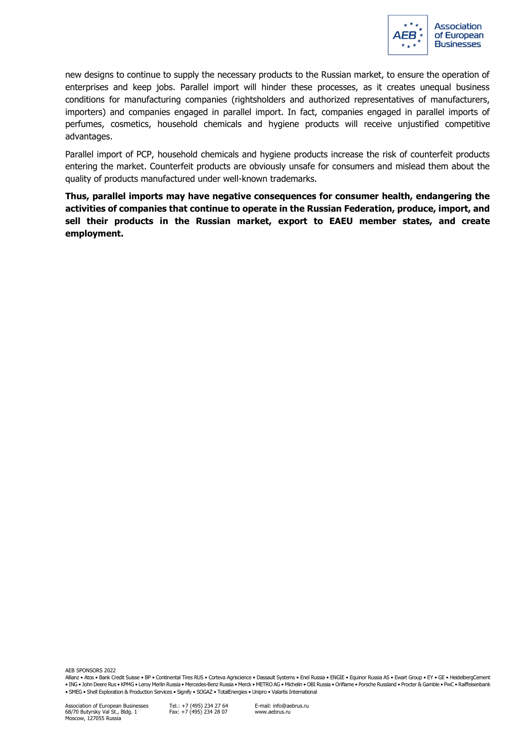new designs to continue to supply the necessary products to the Russian market, to ensure the operation of enterprises and keep jobs. Parallel import will hinder these processes, as it creates unequal business conditions for manufacturing companies (rightsholders and authorized representatives of manufacturers, importers) and companies engaged in parallel import. In fact, companies engaged in parallel imports of perfumes, cosmetics, household chemicals and hygiene products will receive unjustified competitive advantages.

Parallel import of PCP, household chemicals and hygiene products increase the risk of counterfeit products entering the market. Counterfeit products are obviously unsafe for consumers and mislead them about the quality of products manufactured under well-known trademarks.

**Thus, parallel imports may have negative consequences for consumer health, endangering the activities of companies that continue to operate in the Russian Federation, produce, import, and sell their products in the Russian market, export to EAEU member states, and create employment.**